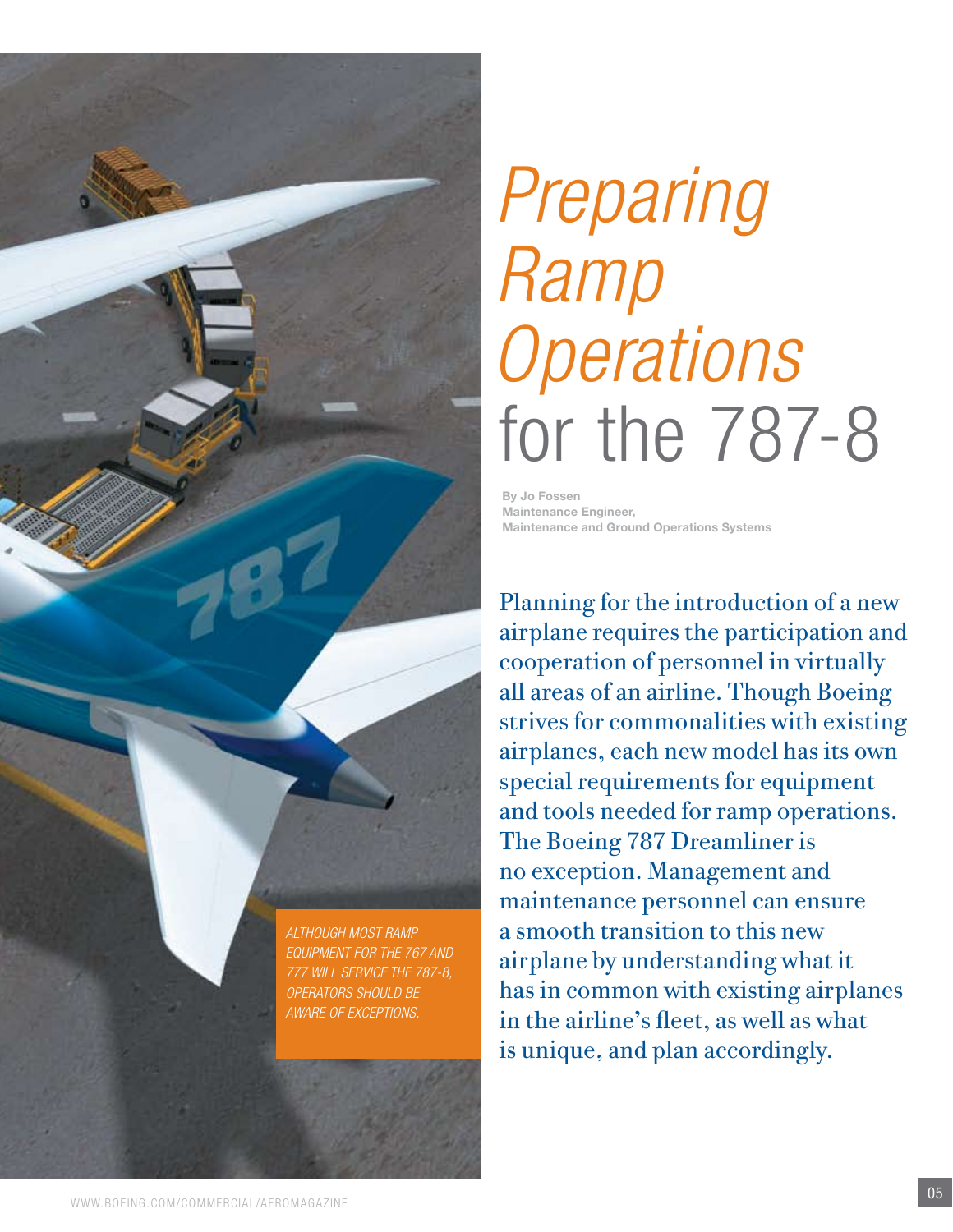# *Preparing Ramp Operations* for the 787-8

**By Jo Fossen**
**Maintenance Engineer,**
**Maintenance and Ground Operations Systems**

ALTHOUGH MOST RAMP EQUIPMENT FOR THE 767 AND 777 WILL SERVICE THE 787-8, OPERATORS SHOULD BE AWARE OF EXCEPTIONS.

Planning for the introduction of a new airplane requires the participation and cooperation of personnel in virtually all areas of an airline. Though Boeing strives for commonalities with existing airplanes, each new model has its own special requirements for equipment and tools needed for ramp operations. The Boeing 787 Dreamliner is no exception. Management and maintenance personnel can ensure a smooth transition to this new airplane by understanding what it has in common with existing airplanes in the airline's fleet, as well as what is unique, and plan accordingly.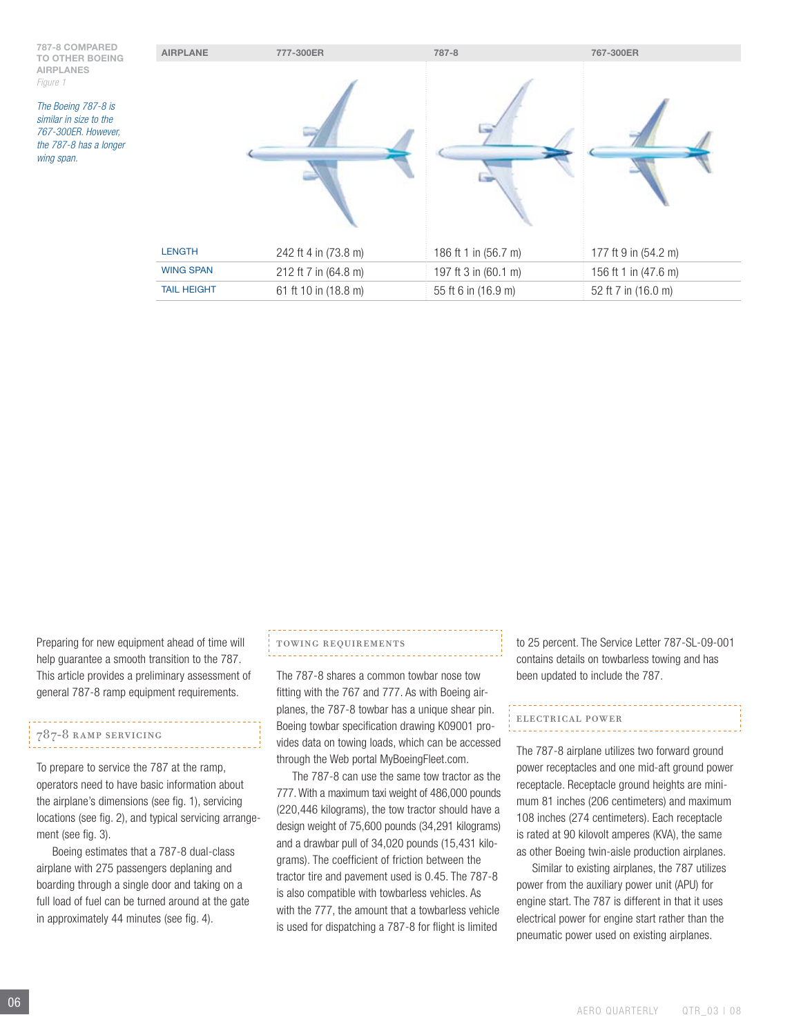**787-8 COMPARED TO OTHER BOEING AIRPLANES**
*Figure 1*

*The Boeing 787-8 is similar in size to the 767-300ER. However, the 787-8 has a longer wing span.*

| AIRPLANE | 777-300ER | 787-8 | 767-300ER |
|---|---|---|---|
| LENGTH | 242 ft 4 in (73.8 m) | 186 ft 1 in (56.7 m) | 177 ft 9 in (54.2 m) |
| WING SPAN | 212 ft 7 in (64.8 m) | 197 ft 3 in (60.1 m) | 156 ft 1 in (47.6 m) |
| TAIL HEIGHT | 61 ft 10 in (18.8 m) | 55 ft 6 in (16.9 m) | 52 ft 7 in (16.0 m) |

Preparing for new equipment ahead of time will help guarantee a smooth transition to the 787. This article provides a preliminary assessment of general 787-8 ramp equipment requirements.

## 787-8 RAMP SERVICING

To prepare to service the 787 at the ramp, operators need to have basic information about the airplane's dimensions (see fig. 1), servicing locations (see fig. 2), and typical servicing arrangement (see fig. 3).

Boeing estimates that a 787-8 dual-class airplane with 275 passengers deplaning and boarding through a single door and taking on a full load of fuel can be turned around at the gate in approximately 44 minutes (see fig. 4).

## TOWING REQUIREMENTS

The 787-8 shares a common towbar nose tow fitting with the 767 and 777. As with Boeing airplanes, the 787-8 towbar has a unique shear pin. Boeing towbar specification drawing K09001 provides data on towing loads, which can be accessed through the Web portal MyBoeingFleet.com.

The 787-8 can use the same tow tractor as the 777. With a maximum taxi weight of 486,000 pounds (220,446 kilograms), the tow tractor should have a design weight of 75,600 pounds (34,291 kilograms) and a drawbar pull of 34,020 pounds (15,431 kilograms). The coefficient of friction between the tractor tire and pavement used is 0.45. The 787-8 is also compatible with towbarless vehicles. As with the 777, the amount that a towbarless vehicle is used for dispatching a 787-8 for flight is limited to 25 percent. The Service Letter 787-SL-09-001 contains details on towbarless towing and has been updated to include the 787.

## ELECTRICAL POWER

The 787-8 airplane utilizes two forward ground power receptacles and one mid-aft ground power receptacle. Receptacle ground heights are minimum 81 inches (206 centimeters) and maximum 108 inches (274 centimeters). Each receptacle is rated at 90 kilovolt amperes (KVA), the same as other Boeing twin-aisle production airplanes.

Similar to existing airplanes, the 787 utilizes power from the auxiliary power unit (APU) for engine start. The 787 is different in that it uses electrical power for engine start rather than the pneumatic power used on existing airplanes.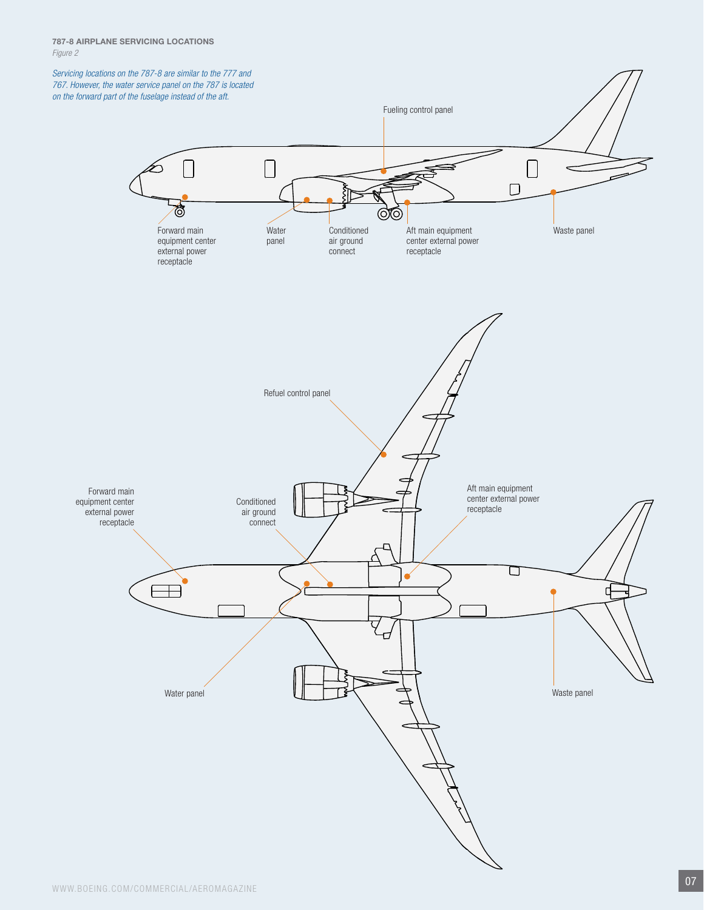**787-8 AIRPLANE SERVICING LOCATIONS**

*Figure 2*

*Servicing locations on the 787-8 are similar to the 777 and 767. However, the water service panel on the 787 is located on the forward part of the fuselage instead of the aft.*

Fueling control panel

Forward main equipment center external power receptacle

Water panel

Conditioned air ground connect

Aft main equipment center external power receptacle

Waste panel

Refuel control panel

Forward main equipment center external power receptacle

Conditioned air ground connect

Aft main equipment center external power receptacle

Water panel

Waste panel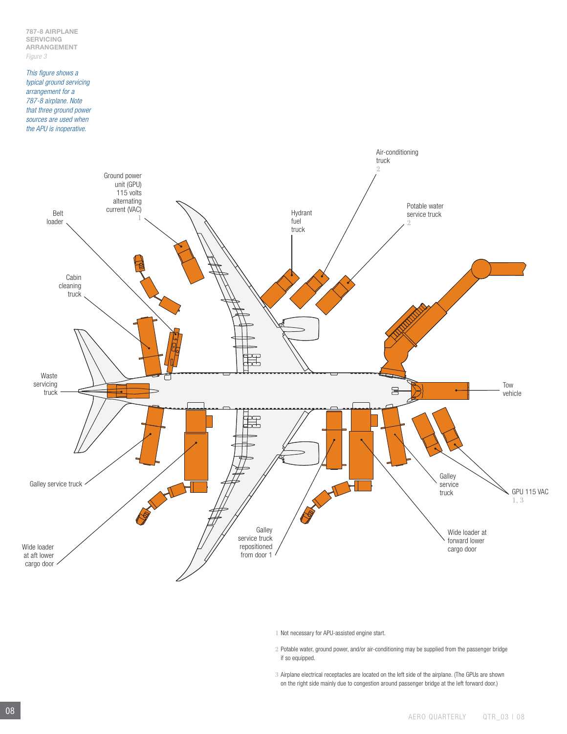**787-8 AIRPLANE SERVICING ARRANGEMENT**

*Figure 3*

*This figure shows a typical ground servicing arrangement for a 787-8 airplane. Note that three ground power sources are used when the APU is inoperative.*

Ground power unit (GPU) 115 volts alternating current (VAC) [1]

Belt loader

Cabin cleaning truck

Hydrant fuel truck

Air-conditioning truck [2]

Potable water service truck [2]

Waste servicing truck

Tow vehicle

Galley service truck

Wide loader at aft lower cargo door

Galley service truck repositioned from door 1

Galley service truck

Wide loader at forward lower cargo door

GPU 115 VAC [1, 3]

1 Not necessary for APU-assisted engine start.

2 Potable water, ground power, and/or air-conditioning may be supplied from the passenger bridge if so equipped.

3 Airplane electrical receptacles are located on the left side of the airplane. (The GPUs are shown on the right side mainly due to congestion around passenger bridge at the left forward door.)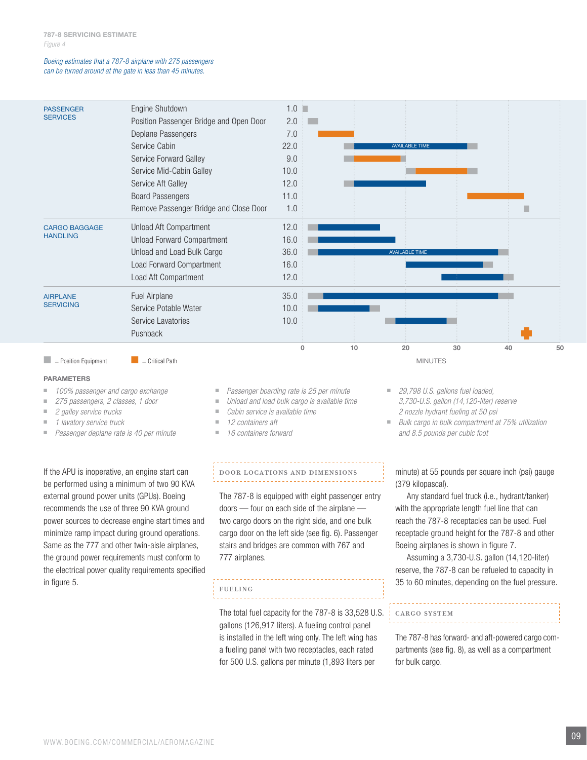**787-8 SERVICING ESTIMATE**

*Figure 4*

*Boeing estimates that a 787-8 airplane with 275 passengers can be turned around at the gate in less than 45 minutes.*

| Category | Activity | Minutes |
|---|---|---|
| PASSENGER SERVICES | Engine Shutdown | 1.0 |
| | Position Passenger Bridge and Open Door | 2.0 |
| | Deplane Passengers | 7.0 |
| | Service Cabin | 22.0 |
| | Service Forward Galley | 9.0 |
| | Service Mid-Cabin Galley | 10.0 |
| | Service Aft Galley | 12.0 |
| | Board Passengers | 11.0 |
| | Remove Passenger Bridge and Close Door | 1.0 |
| CARGO BAGGAGE HANDLING | Unload Aft Compartment | 12.0 |
| | Unload Forward Compartment | 16.0 |
| | Unload and Load Bulk Cargo | 36.0 |
| | Load Forward Compartment | 16.0 |
| | Load Aft Compartment | 12.0 |
| AIRPLANE SERVICING | Fuel Airplane | 35.0 |
| | Service Potable Water | 10.0 |
| | Service Lavatories | 10.0 |
| | Pushback | |

AVAILABLE TIME (Service Cabin); AVAILABLE TIME (Unload and Load Bulk Cargo)

MINUTES: 0, 10, 20, 30, 40, 50

■ = Position Equipment ■ = Critical Path

**PARAMETERS**

- *100% passenger and cargo exchange*
- *275 passengers, 2 classes, 1 door*
- *2 galley service trucks*
- *1 lavatory service truck*
- *Passenger deplane rate is 40 per minute*
- *Passenger boarding rate is 25 per minute*
- *Unload and load bulk cargo is available time*
- *Cabin service is available time*
- *12 containers aft*
- *16 containers forward*
- *29,798 U.S. gallons fuel loaded, 3,730-U.S. gallon (14,120-liter) reserve 2 nozzle hydrant fueling at 50 psi*
- *Bulk cargo in bulk compartment at 75% utilization and 8.5 pounds per cubic foot*

If the APU is inoperative, an engine start can be performed using a minimum of two 90 KVA external ground power units (GPUs). Boeing recommends the use of three 90 KVA ground power sources to decrease engine start times and minimize ramp impact during ground operations. Same as the 777 and other twin-aisle airplanes, the ground power requirements must conform to the electrical power quality requirements specified in figure 5.

## DOOR LOCATIONS AND DIMENSIONS

The 787-8 is equipped with eight passenger entry doors — four on each side of the airplane — two cargo doors on the right side, and one bulk cargo door on the left side (see fig. 6). Passenger stairs and bridges are common with 767 and 777 airplanes.

## FUELING

The total fuel capacity for the 787-8 is 33,528 U.S. gallons (126,917 liters). A fueling control panel is installed in the left wing only. The left wing has a fueling panel with two receptacles, each rated for 500 U.S. gallons per minute (1,893 liters per minute) at 55 pounds per square inch (psi) gauge (379 kilopascal).

Any standard fuel truck (i.e., hydrant/tanker) with the appropriate length fuel line that can reach the 787-8 receptacles can be used. Fuel receptacle ground height for the 787-8 and other Boeing airplanes is shown in figure 7.

Assuming a 3,730-U.S. gallon (14,120-liter) reserve, the 787-8 can be refueled to capacity in 35 to 60 minutes, depending on the fuel pressure.

## CARGO SYSTEM

The 787-8 has forward- and aft-powered cargo compartments (see fig. 8), as well as a compartment for bulk cargo.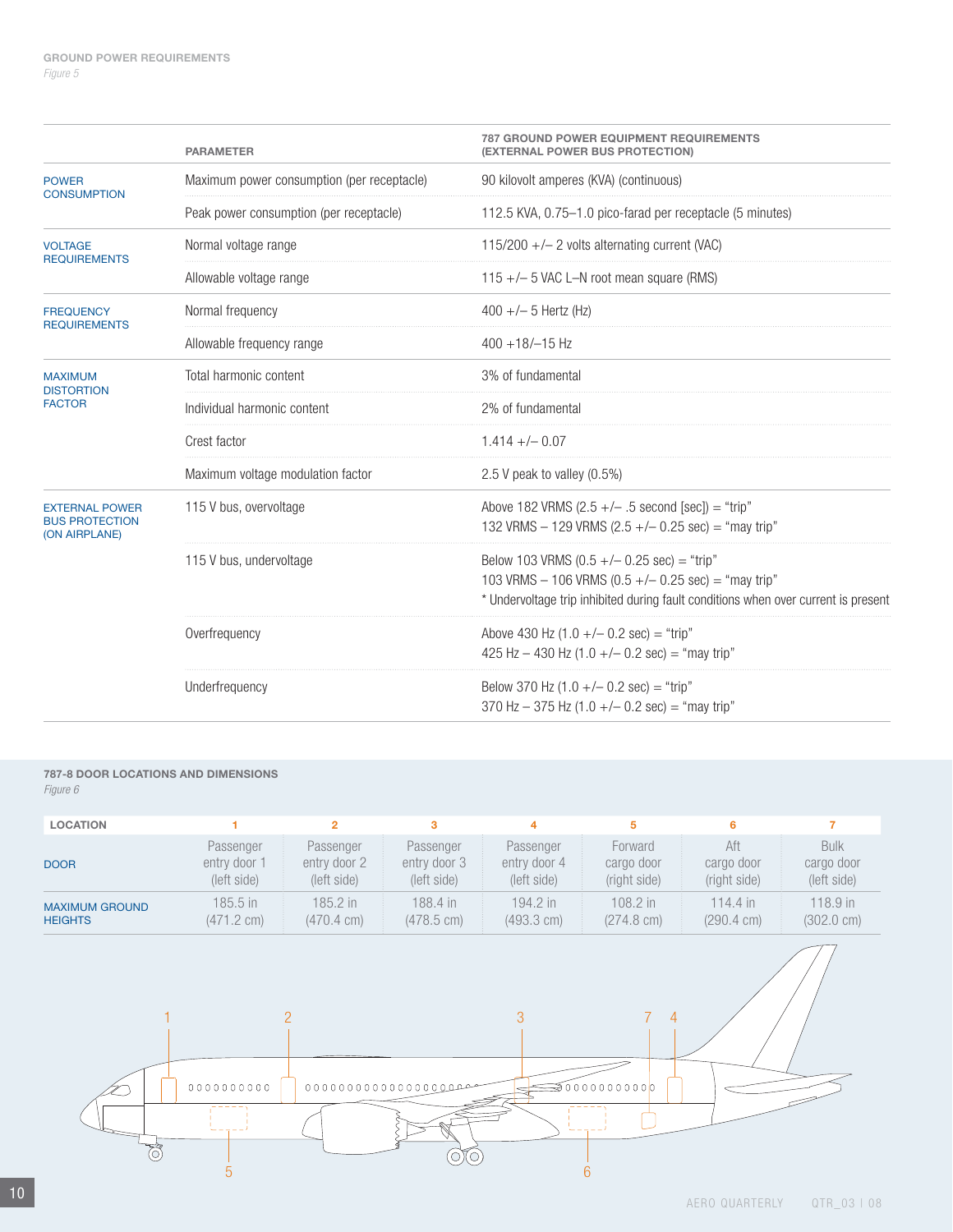**GROUND POWER REQUIREMENTS**

*Figure 5*

| | PARAMETER | 787 GROUND POWER EQUIPMENT REQUIREMENTS (EXTERNAL POWER BUS PROTECTION) |
|---|---|---|
| POWER CONSUMPTION | Maximum power consumption (per receptacle) | 90 kilovolt amperes (KVA) (continuous) |
| | Peak power consumption (per receptacle) | 112.5 KVA, 0.75–1.0 pico-farad per receptacle (5 minutes) |
| VOLTAGE REQUIREMENTS | Normal voltage range | 115/200 +/– 2 volts alternating current (VAC) |
| | Allowable voltage range | 115 +/– 5 VAC L–N root mean square (RMS) |
| FREQUENCY REQUIREMENTS | Normal frequency | 400 +/– 5 Hertz (Hz) |
| | Allowable frequency range | 400 +18/–15 Hz |
| MAXIMUM DISTORTION FACTOR | Total harmonic content | 3% of fundamental |
| | Individual harmonic content | 2% of fundamental |
| | Crest factor | 1.414 +/– 0.07 |
| | Maximum voltage modulation factor | 2.5 V peak to valley (0.5%) |
| EXTERNAL POWER BUS PROTECTION (ON AIRPLANE) | 115 V bus, overvoltage | Above 182 VRMS (2.5 +/– .5 second [sec]) = "trip"<br>132 VRMS – 129 VRMS (2.5 +/– 0.25 sec) = "may trip" |
| | 115 V bus, undervoltage | Below 103 VRMS (0.5 +/– 0.25 sec) = "trip"<br>103 VRMS – 106 VRMS (0.5 +/– 0.25 sec) = "may trip"<br>* Undervoltage trip inhibited during fault conditions when over current is present |
| | Overfrequency | Above 430 Hz (1.0 +/– 0.2 sec) = "trip"<br>425 Hz – 430 Hz (1.0 +/– 0.2 sec) = "may trip" |
| | Underfrequency | Below 370 Hz (1.0 +/– 0.2 sec) = "trip"<br>370 Hz – 375 Hz (1.0 +/– 0.2 sec) = "may trip" |

**787-8 DOOR LOCATIONS AND DIMENSIONS**

*Figure 6*

| LOCATION | 1 | 2 | 3 | 4 | 5 | 6 | 7 |
|---|---|---|---|---|---|---|---|
| DOOR | Passenger entry door 1 (left side) | Passenger entry door 2 (left side) | Passenger entry door 3 (left side) | Passenger entry door 4 (left side) | Forward cargo door (right side) | Aft cargo door (right side) | Bulk cargo door (left side) |
| MAXIMUM GROUND HEIGHTS | 185.5 in (471.2 cm) | 185.2 in (470.4 cm) | 188.4 in (478.5 cm) | 194.2 in (493.3 cm) | 108.2 in (274.8 cm) | 114.4 in (290.4 cm) | 118.9 in (302.0 cm) |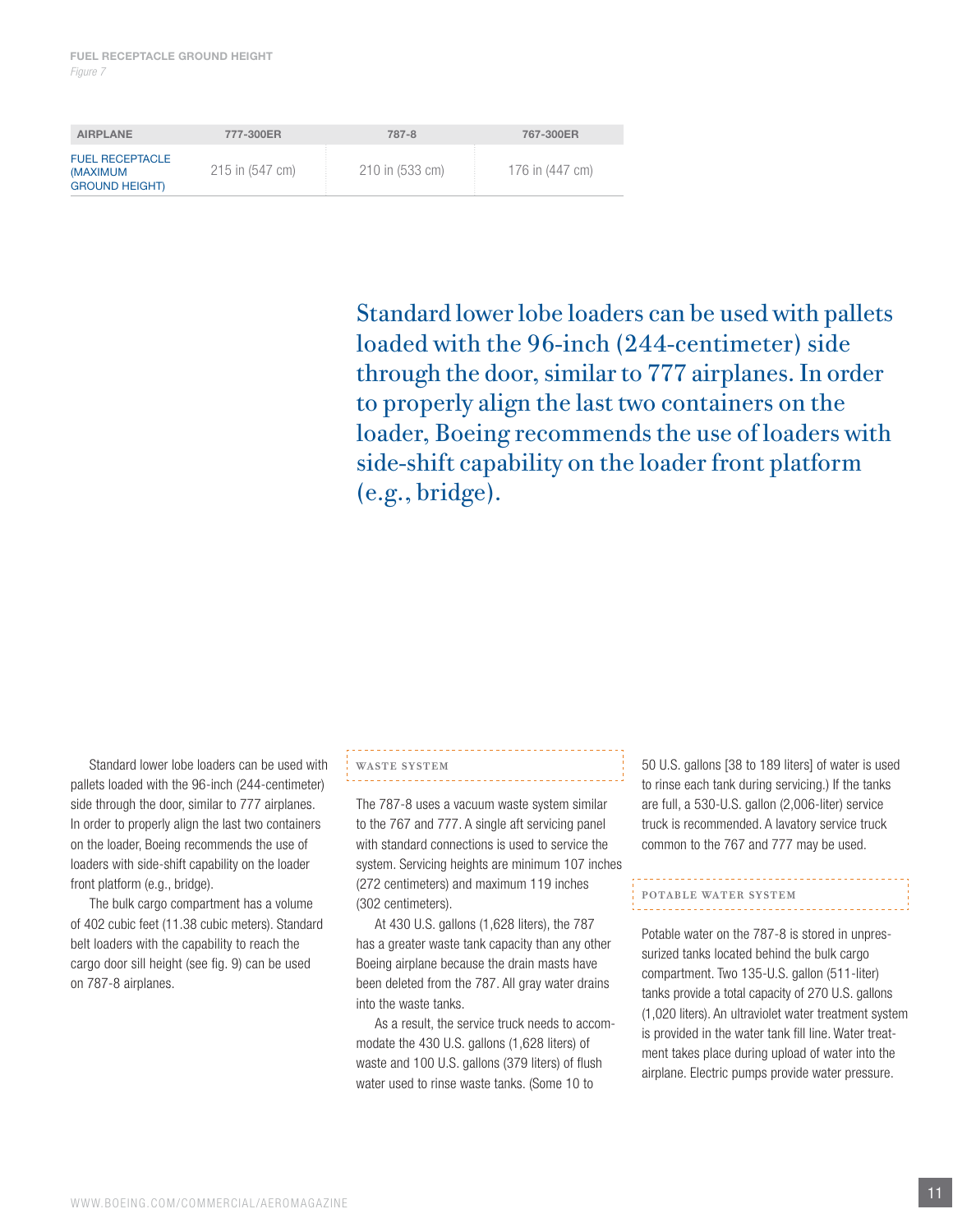**FUEL RECEPTACLE GROUND HEIGHT**
*Figure 7*

| AIRPLANE | 777-300ER | 787-8 | 767-300ER |
|---|---|---|---|
| FUEL RECEPTACLE (MAXIMUM GROUND HEIGHT) | 215 in (547 cm) | 210 in (533 cm) | 176 in (447 cm) |

> Standard lower lobe loaders can be used with pallets loaded with the 96-inch (244-centimeter) side through the door, similar to 777 airplanes. In order to properly align the last two containers on the loader, Boeing recommends the use of loaders with side-shift capability on the loader front platform (e.g., bridge).

Standard lower lobe loaders can be used with pallets loaded with the 96-inch (244-centimeter) side through the door, similar to 777 airplanes. In order to properly align the last two containers on the loader, Boeing recommends the use of loaders with side-shift capability on the loader front platform (e.g., bridge).

The bulk cargo compartment has a volume of 402 cubic feet (11.38 cubic meters). Standard belt loaders with the capability to reach the cargo door sill height (see fig. 9) can be used on 787-8 airplanes.

### WASTE SYSTEM

The 787-8 uses a vacuum waste system similar to the 767 and 777. A single aft servicing panel with standard connections is used to service the system. Servicing heights are minimum 107 inches (272 centimeters) and maximum 119 inches (302 centimeters).

At 430 U.S. gallons (1,628 liters), the 787 has a greater waste tank capacity than any other Boeing airplane because the drain masts have been deleted from the 787. All gray water drains into the waste tanks.

As a result, the service truck needs to accommodate the 430 U.S. gallons (1,628 liters) of waste and 100 U.S. gallons (379 liters) of flush water used to rinse waste tanks. (Some 10 to 50 U.S. gallons [38 to 189 liters] of water is used to rinse each tank during servicing.) If the tanks are full, a 530-U.S. gallon (2,006-liter) service truck is recommended. A lavatory service truck common to the 767 and 777 may be used.

### POTABLE WATER SYSTEM

Potable water on the 787-8 is stored in unpressurized tanks located behind the bulk cargo compartment. Two 135-U.S. gallon (511-liter) tanks provide a total capacity of 270 U.S. gallons (1,020 liters). An ultraviolet water treatment system is provided in the water tank fill line. Water treatment takes place during upload of water into the airplane. Electric pumps provide water pressure.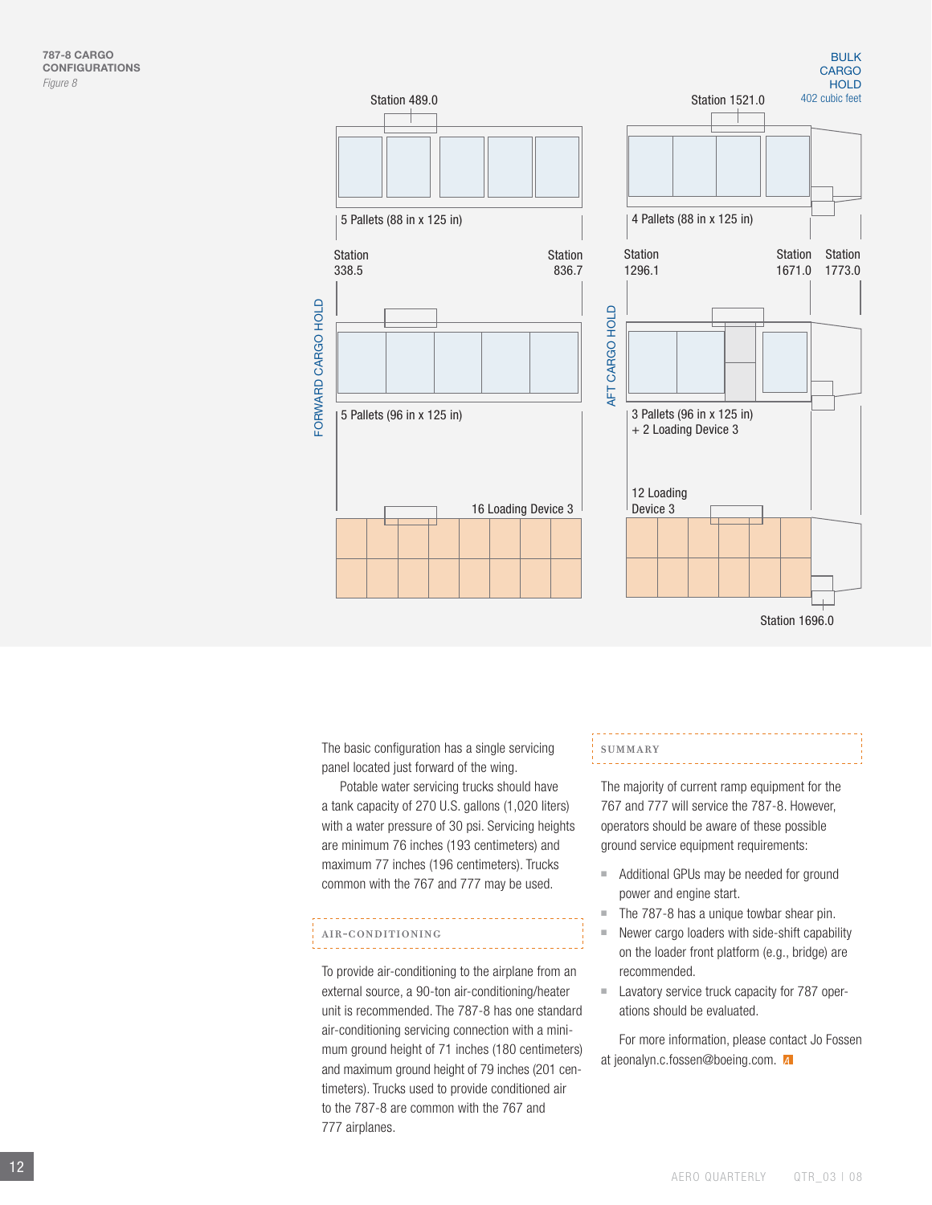**787-8 CARGO CONFIGURATIONS**

*Figure 8*

FORWARD CARGO HOLD

Station 489.0

5 Pallets (88 in x 125 in)

Station 338.5

Station 836.7

5 Pallets (96 in x 125 in)

16 Loading Device 3

AFT CARGO HOLD

Station 1521.0

BULK CARGO HOLD
402 cubic feet

4 Pallets (88 in x 125 in)

Station 1296.1

Station 1671.0

Station 1773.0

3 Pallets (96 in x 125 in)
+ 2 Loading Device 3

12 Loading Device 3

Station 1696.0

The basic configuration has a single servicing panel located just forward of the wing.

Potable water servicing trucks should have a tank capacity of 270 U.S. gallons (1,020 liters) with a water pressure of 30 psi. Servicing heights are minimum 76 inches (193 centimeters) and maximum 77 inches (196 centimeters). Trucks common with the 767 and 777 may be used.

## AIR-CONDITIONING

To provide air-conditioning to the airplane from an external source, a 90-ton air-conditioning/heater unit is recommended. The 787-8 has one standard air-conditioning servicing connection with a minimum ground height of 71 inches (180 centimeters) and maximum ground height of 79 inches (201 centimeters). Trucks used to provide conditioned air to the 787-8 are common with the 767 and 777 airplanes.

## SUMMARY

The majority of current ramp equipment for the 767 and 777 will service the 787-8. However, operators should be aware of these possible ground service equipment requirements:

- Additional GPUs may be needed for ground power and engine start.
- The 787-8 has a unique towbar shear pin.
- Newer cargo loaders with side-shift capability on the loader front platform (e.g., bridge) are recommended.
- Lavatory service truck capacity for 787 operations should be evaluated.

For more information, please contact Jo Fossen at jeonalyn.c.fossen@boeing.com.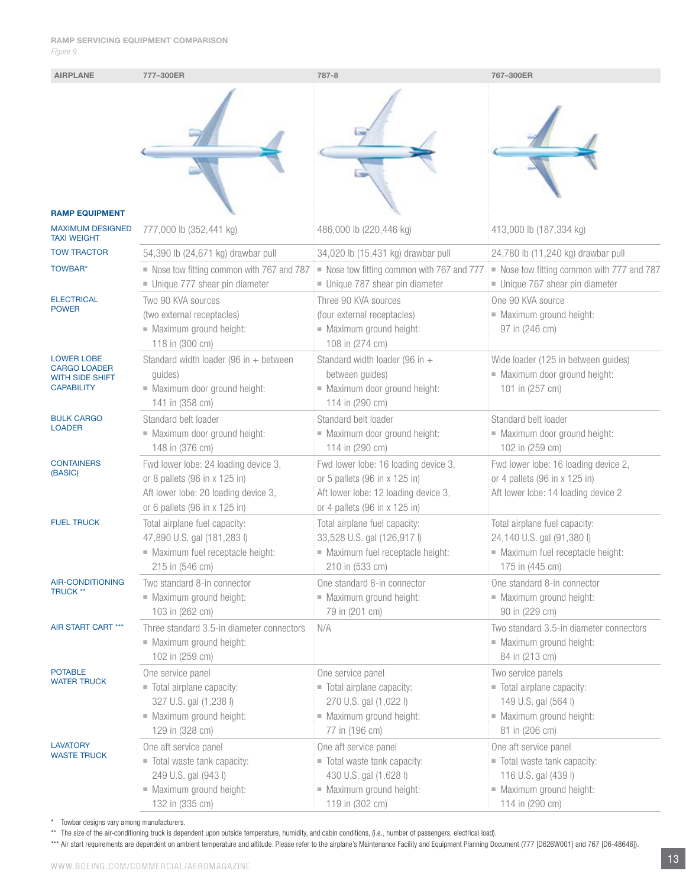## RAMP SERVICING EQUIPMENT COMPARISON

*Figure 9*

| AIRPLANE | 777–300ER | 787-8 | 767–300ER |
|---|---|---|---|
| **RAMP EQUIPMENT** | | | |
| MAXIMUM DESIGNED TAXI WEIGHT | 777,000 lb (352,441 kg) | 486,000 lb (220,446 kg) | 413,000 lb (187,334 kg) |
| TOW TRACTOR | 54,390 lb (24,671 kg) drawbar pull | 34,020 lb (15,431 kg) drawbar pull | 24,780 lb (11,240 kg) drawbar pull |
| TOWBAR* | ■ Nose tow fitting common with 767 and 787<br>■ Unique 777 shear pin diameter | ■ Nose tow fitting common with 767 and 777<br>■ Unique 787 shear pin diameter | ■ Nose tow fitting common with 777 and 787<br>■ Unique 767 shear pin diameter |
| ELECTRICAL POWER | Two 90 KVA sources (two external receptacles)<br>■ Maximum ground height: 118 in (300 cm) | Three 90 KVA sources (four external receptacles)<br>■ Maximum ground height: 108 in (274 cm) | One 90 KVA source<br>■ Maximum ground height: 97 in (246 cm) |
| LOWER LOBE CARGO LOADER WITH SIDE SHIFT CAPABILITY | Standard width loader (96 in + between guides)<br>■ Maximum door ground height: 141 in (358 cm) | Standard width loader (96 in + between guides)<br>■ Maximum door ground height: 114 in (290 cm) | Wide loader (125 in between guides)<br>■ Maximum door ground height: 101 in (257 cm) |
| BULK CARGO LOADER | Standard belt loader<br>■ Maximum door ground height: 148 in (376 cm) | Standard belt loader<br>■ Maximum door ground height: 114 in (290 cm) | Standard belt loader<br>■ Maximum door ground height: 102 in (259 cm) |
| CONTAINERS (BASIC) | Fwd lower lobe: 24 loading device 3, or 8 pallets (96 in x 125 in)<br>Aft lower lobe: 20 loading device 3, or 6 pallets (96 in x 125 in) | Fwd lower lobe: 16 loading device 3, or 5 pallets (96 in x 125 in)<br>Aft lower lobe: 12 loading device 3, or 4 pallets (96 in x 125 in) | Fwd lower lobe: 16 loading device 2, or 4 pallets (96 in x 125 in)<br>Aft lower lobe: 14 loading device 2 |
| FUEL TRUCK | Total airplane fuel capacity: 47,890 U.S. gal (181,283 l)<br>■ Maximum fuel receptacle height: 215 in (546 cm) | Total airplane fuel capacity: 33,528 U.S. gal (126,917 l)<br>■ Maximum fuel receptacle height: 210 in (533 cm) | Total airplane fuel capacity: 24,140 U.S. gal (91,380 l)<br>■ Maximum fuel receptacle height: 175 in (445 cm) |
| AIR-CONDITIONING TRUCK ** | Two standard 8-in connector<br>■ Maximum ground height: 103 in (262 cm) | One standard 8-in connector<br>■ Maximum ground height: 79 in (201 cm) | One standard 8-in connector<br>■ Maximum ground height: 90 in (229 cm) |
| AIR START CART *** | Three standard 3.5-in diameter connectors<br>■ Maximum ground height: 102 in (259 cm) | N/A | Two standard 3.5-in diameter connectors<br>■ Maximum ground height: 84 in (213 cm) |
| POTABLE WATER TRUCK | One service panel<br>■ Total airplane capacity: 327 U.S. gal (1,238 l)<br>■ Maximum ground height: 129 in (328 cm) | One service panel<br>■ Total airplane capacity: 270 U.S. gal (1,022 l)<br>■ Maximum ground height: 77 in (196 cm) | Two service panels<br>■ Total airplane capacity: 149 U.S. gal (564 l)<br>■ Maximum ground height: 81 in (206 cm) |
| LAVATORY WASTE TRUCK | One aft service panel<br>■ Total waste tank capacity: 249 U.S. gal (943 l)<br>■ Maximum ground height: 132 in (335 cm) | One aft service panel<br>■ Total waste tank capacity: 430 U.S. gal (1,628 l)<br>■ Maximum ground height: 119 in (302 cm) | One aft service panel<br>■ Total waste tank capacity: 116 U.S. gal (439 l)<br>■ Maximum ground height: 114 in (290 cm) |

\* Towbar designs vary among manufacturers.

** The size of the air-conditioning truck is dependent upon outside temperature, humidity, and cabin conditions, (i.e., number of passengers, electrical load).

*** Air start requirements are dependent on ambient temperature and altitude. Please refer to the airplane's Maintenance Facility and Equipment Planning Document (777 [D626W001] and 767 [D6-48646]).